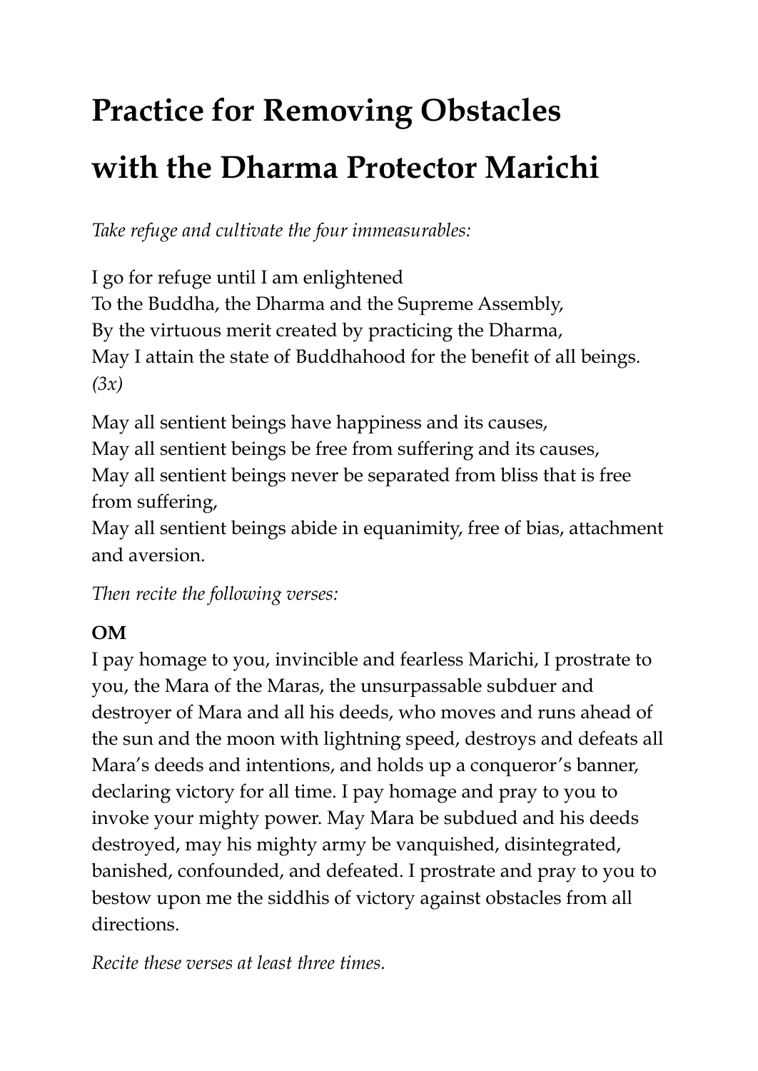# Practice for Removing Obstacles with the Dharma Protector Marichi

*Take refuge and cultivate the four immeasurables:*

I go for refuge until I am enlightened
To the Buddha, the Dharma and the Supreme Assembly,
By the virtuous merit created by practicing the Dharma,
May I attain the state of Buddhahood for the benefit of all beings.
*(3x)*

May all sentient beings have happiness and its causes,
May all sentient beings be free from suffering and its causes,
May all sentient beings never be separated from bliss that is free from suffering,
May all sentient beings abide in equanimity, free of bias, attachment and aversion.

*Then recite the following verses:*

**OM**
I pay homage to you, invincible and fearless Marichi, I prostrate to you, the Mara of the Maras, the unsurpassable subduer and destroyer of Mara and all his deeds, who moves and runs ahead of the sun and the moon with lightning speed, destroys and defeats all Mara's deeds and intentions, and holds up a conqueror's banner, declaring victory for all time. I pay homage and pray to you to invoke your mighty power. May Mara be subdued and his deeds destroyed, may his mighty army be vanquished, disintegrated, banished, confounded, and defeated. I prostrate and pray to you to bestow upon me the siddhis of victory against obstacles from all directions.

*Recite these verses at least three times.*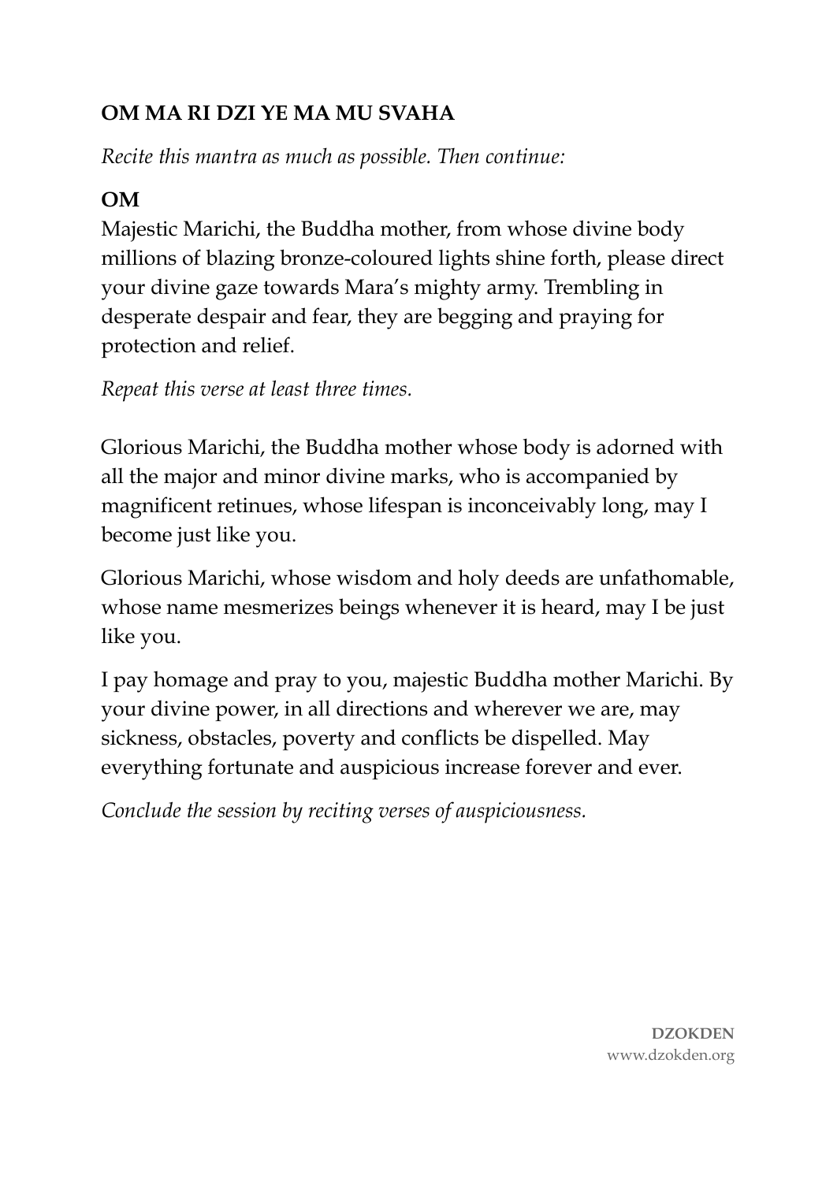**OM MA RI DZI YE MA MU SVAHA**

*Recite this mantra as much as possible. Then continue:*

**OM**
Majestic Marichi, the Buddha mother, from whose divine body millions of blazing bronze-coloured lights shine forth, please direct your divine gaze towards Mara's mighty army. Trembling in desperate despair and fear, they are begging and praying for protection and relief.

*Repeat this verse at least three times.*

Glorious Marichi, the Buddha mother whose body is adorned with all the major and minor divine marks, who is accompanied by magnificent retinues, whose lifespan is inconceivably long, may I become just like you.

Glorious Marichi, whose wisdom and holy deeds are unfathomable, whose name mesmerizes beings whenever it is heard, may I be just like you.

I pay homage and pray to you, majestic Buddha mother Marichi. By your divine power, in all directions and wherever we are, may sickness, obstacles, poverty and conflicts be dispelled. May everything fortunate and auspicious increase forever and ever.

*Conclude the session by reciting verses of auspiciousness.*

**DZOKDEN**
www.dzokden.org